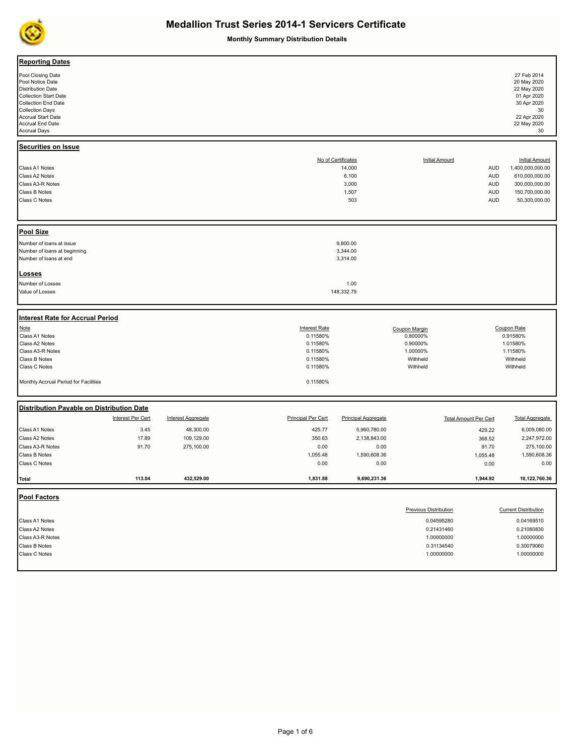# Medallion Trust Series 2014-1 Servicers Certificate

**Monthly Summary Distribution Details**

## Reporting Dates

| | |
|---|---|
| Pool Closing Date | 27 Feb 2014 |
| Pool Notice Date | 20 May 2020 |
| Distribution Date | 22 May 2020 |
| Collection Start Date | 01 Apr 2020 |
| Collection End Date | 30 Apr 2020 |
| Collection Days | 30 |
| Accrual Start Date | 22 Apr 2020 |
| Accrual End Date | 22 May 2020 |
| Accrual Days | 30 |

## Securities on Issue

| | No of Certificates | Initial Amount | Initial Amount |
|---|---|---|---|
| Class A1 Notes | 14,000 | AUD | 1,400,000,000.00 |
| Class A2 Notes | 6,100 | AUD | 610,000,000.00 |
| Class A3-R Notes | 3,000 | AUD | 300,000,000.00 |
| Class B Notes | 1,507 | AUD | 150,700,000.00 |
| Class C Notes | 503 | AUD | 50,300,000.00 |

## Pool Size

| | |
|---|---|
| Number of loans at issue | 9,800.00 |
| Number of loans at beginning | 3,344.00 |
| Number of loans at end | 3,314.00 |

## Losses

| | |
|---|---|
| Number of Losses | 1.00 |
| Value of Losses | 148,332.79 |

## Interest Rate for Accrual Period

| Note | Interest Rate | Coupon Margin | Coupon Rate |
|---|---|---|---|
| Class A1 Notes | 0.11580% | 0.80000% | 0.91580% |
| Class A2 Notes | 0.11580% | 0.90000% | 1.01580% |
| Class A3-R Notes | 0.11580% | 1.00000% | 1.11580% |
| Class B Notes | 0.11580% | Withheld | Withheld |
| Class C Notes | 0.11580% | Withheld | Withheld |
| Monthly Accrual Period for Facilities | 0.11580% | | |

## Distribution Payable on Distribution Date

| | Interest Per Cert | Interest Aggregate | Principal Per Cert | Principal Aggregate | Total Amount Per Cert | Total Aggregate |
|---|---|---|---|---|---|---|
| Class A1 Notes | 3.45 | 48,300.00 | 425.77 | 5,960,780.00 | 429.22 | 6,009,080.00 |
| Class A2 Notes | 17.89 | 109,129.00 | 350.63 | 2,138,843.00 | 368.52 | 2,247,972.00 |
| Class A3-R Notes | 91.70 | 275,100.00 | 0.00 | 0.00 | 91.70 | 275,100.00 |
| Class B Notes | | | 1,055.48 | 1,590,608.36 | 1,055.48 | 1,590,608.36 |
| Class C Notes | | | 0.00 | 0.00 | 0.00 | 0.00 |
| **Total** | **113.04** | **432,529.00** | **1,831.88** | **9,690,231.36** | **1,944.92** | **10,122,760.36** |

## Pool Factors

| | Previous Distribution | Current Distribution |
|---|---|---|
| Class A1 Notes | 0.04595280 | 0.04169510 |
| Class A2 Notes | 0.21431460 | 0.21080830 |
| Class A3-R Notes | 1.00000000 | 1.00000000 |
| Class B Notes | 0.31134540 | 0.30079060 |
| Class C Notes | 1.00000000 | 1.00000000 |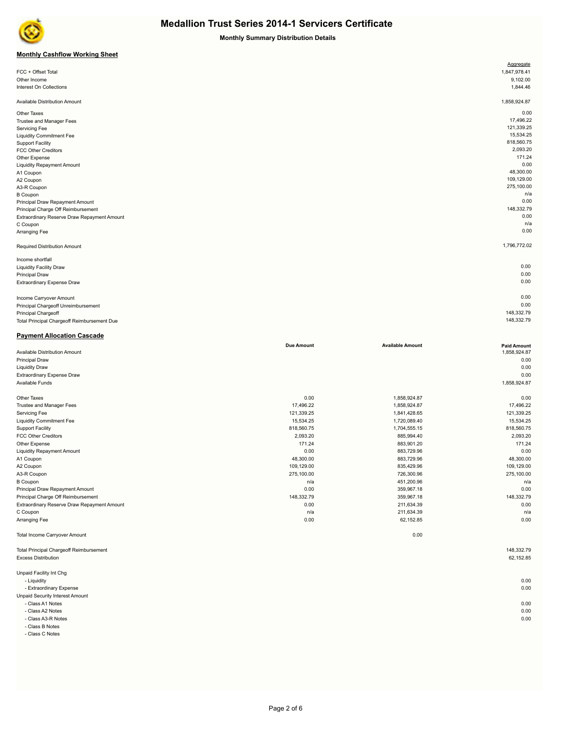# Medallion Trust Series 2014-1 Servicers Certificate

**Monthly Summary Distribution Details**

## Monthly Cashflow Working Sheet

| | Aggregate |
|---|---|
| FCC + Offset Total | 1,847,978.41 |
| Other Income | 9,102.00 |
| Interest On Collections | 1,844.46 |
| | |
| Available Distribution Amount | 1,858,924.87 |
| | |
| Other Taxes | 0.00 |
| Trustee and Manager Fees | 17,496.22 |
| Servicing Fee | 121,339.25 |
| Liquidity Commitment Fee | 15,534.25 |
| Support Facility | 818,560.75 |
| FCC Other Creditors | 2,093.20 |
| Other Expense | 171.24 |
| Liquidity Repayment Amount | 0.00 |
| A1 Coupon | 48,300.00 |
| A2 Coupon | 109,129.00 |
| A3-R Coupon | 275,100.00 |
| B Coupon | n/a |
| Principal Draw Repayment Amount | 0.00 |
| Principal Charge Off Reimbursement | 148,332.79 |
| Extraordinary Reserve Draw Repayment Amount | 0.00 |
| C Coupon | n/a |
| Arranging Fee | 0.00 |
| | |
| Required Distribution Amount | 1,796,772.02 |
| | |
| Income shortfall | |
| Liquidity Facility Draw | 0.00 |
| Principal Draw | 0.00 |
| Extraordinary Expense Draw | 0.00 |
| | |
| Income Carryover Amount | 0.00 |
| Principal Chargeoff Unreimbursement | 0.00 |
| Principal Chargeoff | 148,332.79 |
| Total Principal Chargeoff Reimbursement Due | 148,332.79 |

## Payment Allocation Cascade

| | Due Amount | Available Amount | Paid Amount |
|---|---|---|---|
| Available Distribution Amount | | | 1,858,924.87 |
| Principal Draw | | | 0.00 |
| Liquidity Draw | | | 0.00 |
| Extraordinary Expense Draw | | | 0.00 |
| Available Funds | | | 1,858,924.87 |
| | | | |
| Other Taxes | 0.00 | 1,858,924.87 | 0.00 |
| Trustee and Manager Fees | 17,496.22 | 1,858,924.87 | 17,496.22 |
| Servicing Fee | 121,339.25 | 1,841,428.65 | 121,339.25 |
| Liquidity Commitment Fee | 15,534.25 | 1,720,089.40 | 15,534.25 |
| Support Facility | 818,560.75 | 1,704,555.15 | 818,560.75 |
| FCC Other Creditors | 2,093.20 | 885,994.40 | 2,093.20 |
| Other Expense | 171.24 | 883,901.20 | 171.24 |
| Liquidity Repayment Amount | 0.00 | 883,729.96 | 0.00 |
| A1 Coupon | 48,300.00 | 883,729.96 | 48,300.00 |
| A2 Coupon | 109,129.00 | 835,429.96 | 109,129.00 |
| A3-R Coupon | 275,100.00 | 726,300.96 | 275,100.00 |
| B Coupon | n/a | 451,200.96 | n/a |
| Principal Draw Repayment Amount | 0.00 | 359,967.18 | 0.00 |
| Principal Charge Off Reimbursement | 148,332.79 | 359,967.18 | 148,332.79 |
| Extraordinary Reserve Draw Repayment Amount | 0.00 | 211,634.39 | 0.00 |
| C Coupon | n/a | 211,634.39 | n/a |
| Arranging Fee | 0.00 | 62,152.85 | 0.00 |
| | | | |
| Total Income Carryover Amount | | 0.00 | |
| | | | |
| Total Principal Chargeoff Reimbursement | | | 148,332.79 |
| Excess Distribution | | | 62,152.85 |
| | | | |
| Unpaid Facility Int Chg | | | |
| - Liquidity | | | 0.00 |
| - Extraordinary Expense | | | 0.00 |
| Unpaid Security Interest Amount | | | |
| - Class A1 Notes | | | 0.00 |
| - Class A2 Notes | | | 0.00 |
| - Class A3-R Notes | | | 0.00 |
| - Class B Notes | | | |
| - Class C Notes | | | |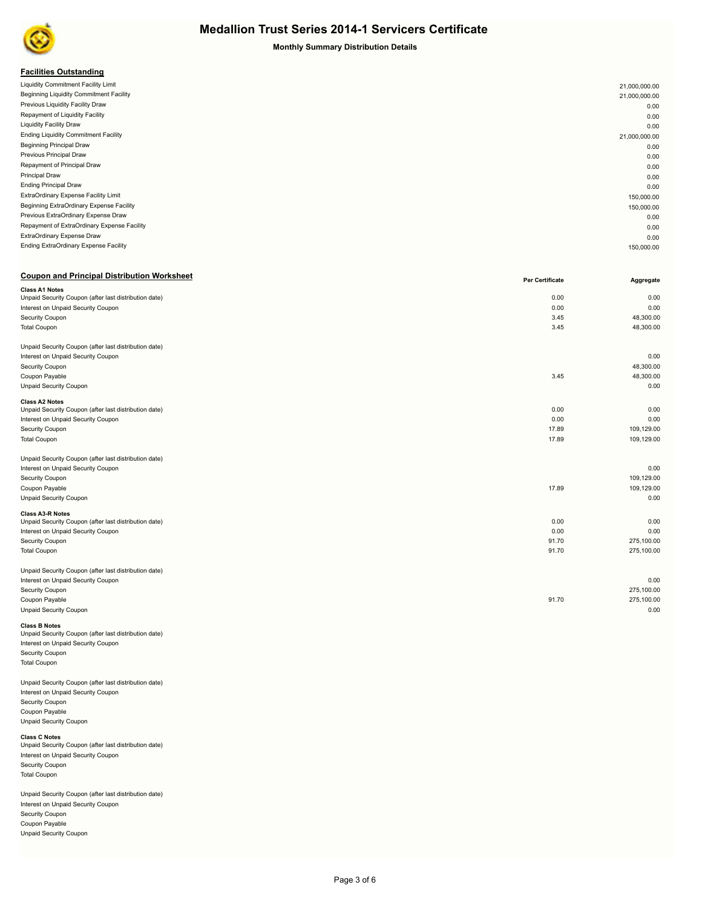# Medallion Trust Series 2014-1 Servicers Certificate

**Monthly Summary Distribution Details**

## Facilities Outstanding

| | |
|---|---|
| Liquidity Commitment Facility Limit | 21,000,000.00 |
| Beginning Liquidity Commitment Facility | 21,000,000.00 |
| Previous Liquidity Facility Draw | 0.00 |
| Repayment of Liquidity Facility | 0.00 |
| Liquidity Facility Draw | 0.00 |
| Ending Liquidity Commitment Facility | 21,000,000.00 |
| Beginning Principal Draw | 0.00 |
| Previous Principal Draw | 0.00 |
| Repayment of Principal Draw | 0.00 |
| Principal Draw | 0.00 |
| Ending Principal Draw | 0.00 |
| ExtraOrdinary Expense Facility Limit | 150,000.00 |
| Beginning ExtraOrdinary Expense Facility | 150,000.00 |
| Previous ExtraOrdinary Expense Draw | 0.00 |
| Repayment of ExtraOrdinary Expense Facility | 0.00 |
| ExtraOrdinary Expense Draw | 0.00 |
| Ending ExtraOrdinary Expense Facility | 150,000.00 |

## Coupon and Principal Distribution Worksheet

| | Per Certificate | Aggregate |
|---|---|---|
| **Class A1 Notes** | | |
| Unpaid Security Coupon (after last distribution date) | 0.00 | 0.00 |
| Interest on Unpaid Security Coupon | 0.00 | 0.00 |
| Security Coupon | 3.45 | 48,300.00 |
| Total Coupon | 3.45 | 48,300.00 |
| | | |
| Unpaid Security Coupon (after last distribution date) | | |
| Interest on Unpaid Security Coupon | | 0.00 |
| Security Coupon | | 48,300.00 |
| Coupon Payable | 3.45 | 48,300.00 |
| Unpaid Security Coupon | | 0.00 |
| **Class A2 Notes** | | |
| Unpaid Security Coupon (after last distribution date) | 0.00 | 0.00 |
| Interest on Unpaid Security Coupon | 0.00 | 0.00 |
| Security Coupon | 17.89 | 109,129.00 |
| Total Coupon | 17.89 | 109,129.00 |
| | | |
| Unpaid Security Coupon (after last distribution date) | | |
| Interest on Unpaid Security Coupon | | 0.00 |
| Security Coupon | | 109,129.00 |
| Coupon Payable | 17.89 | 109,129.00 |
| Unpaid Security Coupon | | 0.00 |
| **Class A3-R Notes** | | |
| Unpaid Security Coupon (after last distribution date) | 0.00 | 0.00 |
| Interest on Unpaid Security Coupon | 0.00 | 0.00 |
| Security Coupon | 91.70 | 275,100.00 |
| Total Coupon | 91.70 | 275,100.00 |
| | | |
| Unpaid Security Coupon (after last distribution date) | | |
| Interest on Unpaid Security Coupon | | 0.00 |
| Security Coupon | | 275,100.00 |
| Coupon Payable | 91.70 | 275,100.00 |
| Unpaid Security Coupon | | 0.00 |
| **Class B Notes** | | |
| Unpaid Security Coupon (after last distribution date) | | |
| Interest on Unpaid Security Coupon | | |
| Security Coupon | | |
| Total Coupon | | |
| | | |
| Unpaid Security Coupon (after last distribution date) | | |
| Interest on Unpaid Security Coupon | | |
| Security Coupon | | |
| Coupon Payable | | |
| Unpaid Security Coupon | | |
| **Class C Notes** | | |
| Unpaid Security Coupon (after last distribution date) | | |
| Interest on Unpaid Security Coupon | | |
| Security Coupon | | |
| Total Coupon | | |
| | | |
| Unpaid Security Coupon (after last distribution date) | | |
| Interest on Unpaid Security Coupon | | |
| Security Coupon | | |
| Coupon Payable | | |
| Unpaid Security Coupon | | |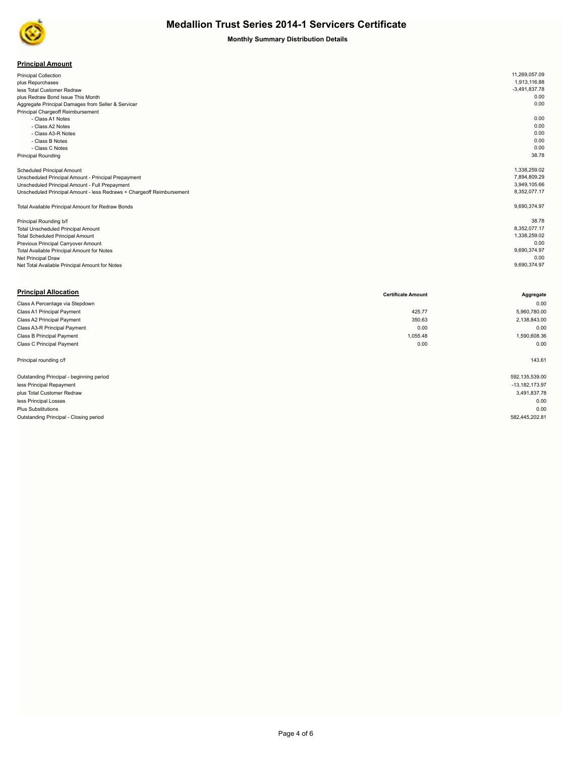# Medallion Trust Series 2014-1 Servicers Certificate

### Monthly Summary Distribution Details

**Principal Amount**

| | |
|---|---|
| Principal Collection | 11,269,057.09 |
| plus Repurchases | 1,913,116.88 |
| less Total Customer Redraw | -3,491,837.78 |
| plus Redraw Bond Issue This Month | 0.00 |
| Aggregate Principal Damages from Seller & Servicer | 0.00 |
| Principal Chargeoff Reimbursement | |
| - Class A1 Notes | 0.00 |
| - Class A2 Notes | 0.00 |
| - Class A3-R Notes | 0.00 |
| - Class B Notes | 0.00 |
| - Class C Notes | 0.00 |
| Principal Rounding | 38.78 |
| | |
| Scheduled Principal Amount | 1,338,259.02 |
| Unscheduled Principal Amount - Principal Prepayment | 7,894,809.29 |
| Unscheduled Principal Amount - Full Prepayment | 3,949,105.66 |
| Unscheduled Principal Amount - less Redraws + Chargeoff Reimbursement | 8,352,077.17 |
| | |
| Total Available Principal Amount for Redraw Bonds | 9,690,374.97 |
| | |
| Principal Rounding b/f | 38.78 |
| Total Unscheduled Principal Amount | 8,352,077.17 |
| Total Scheduled Principal Amount | 1,338,259.02 |
| Previous Principal Carryover Amount | 0.00 |
| Total Available Principal Amount for Notes | 9,690,374.97 |
| Net Principal Draw | 0.00 |
| Net Total Available Principal Amount for Notes | 9,690,374.97 |

**Principal Allocation**

| | Certificate Amount | Aggregate |
|---|---|---|
| Class A Percentage via Stepdown | | 0.00 |
| Class A1 Principal Payment | 425.77 | 5,960,780.00 |
| Class A2 Principal Payment | 350.63 | 2,138,843.00 |
| Class A3-R Principal Payment | 0.00 | 0.00 |
| Class B Principal Payment | 1,055.48 | 1,590,608.36 |
| Class C Principal Payment | 0.00 | 0.00 |
| | | |
| Principal rounding c/f | | 143.61 |
| | | |
| Outstanding Principal - beginning period | | 592,135,539.00 |
| less Principal Repayment | | -13,182,173.97 |
| plus Total Customer Redraw | | 3,491,837.78 |
| less Principal Losses | | 0.00 |
| Plus Substitutions | | 0.00 |
| Outstanding Principal - Closing period | | 582,445,202.81 |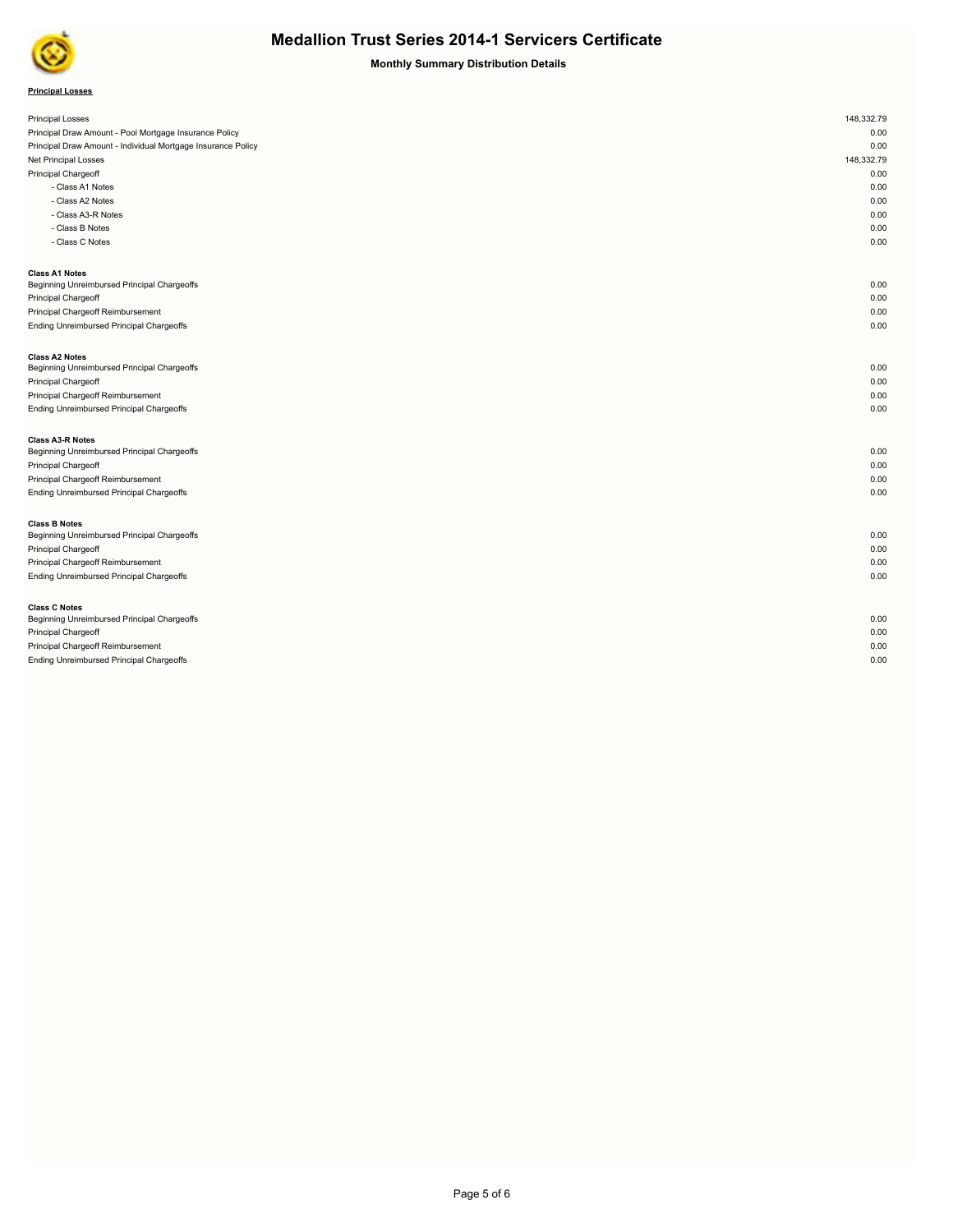# Medallion Trust Series 2014-1 Servicers Certificate

**Monthly Summary Distribution Details**

**Principal Losses**

| | |
|---|---|
| Principal Losses | 148,332.79 |
| Principal Draw Amount - Pool Mortgage Insurance Policy | 0.00 |
| Principal Draw Amount - Individual Mortgage Insurance Policy | 0.00 |
| Net Principal Losses | 148,332.79 |
| Principal Chargeoff | 0.00 |
| - Class A1 Notes | 0.00 |
| - Class A2 Notes | 0.00 |
| - Class A3-R Notes | 0.00 |
| - Class B Notes | 0.00 |
| - Class C Notes | 0.00 |

**Class A1 Notes**

| | |
|---|---|
| Beginning Unreimbursed Principal Chargeoffs | 0.00 |
| Principal Chargeoff | 0.00 |
| Principal Chargeoff Reimbursement | 0.00 |
| Ending Unreimbursed Principal Chargeoffs | 0.00 |

**Class A2 Notes**

| | |
|---|---|
| Beginning Unreimbursed Principal Chargeoffs | 0.00 |
| Principal Chargeoff | 0.00 |
| Principal Chargeoff Reimbursement | 0.00 |
| Ending Unreimbursed Principal Chargeoffs | 0.00 |

**Class A3-R Notes**

| | |
|---|---|
| Beginning Unreimbursed Principal Chargeoffs | 0.00 |
| Principal Chargeoff | 0.00 |
| Principal Chargeoff Reimbursement | 0.00 |
| Ending Unreimbursed Principal Chargeoffs | 0.00 |

**Class B Notes**

| | |
|---|---|
| Beginning Unreimbursed Principal Chargeoffs | 0.00 |
| Principal Chargeoff | 0.00 |
| Principal Chargeoff Reimbursement | 0.00 |
| Ending Unreimbursed Principal Chargeoffs | 0.00 |

**Class C Notes**

| | |
|---|---|
| Beginning Unreimbursed Principal Chargeoffs | 0.00 |
| Principal Chargeoff | 0.00 |
| Principal Chargeoff Reimbursement | 0.00 |
| Ending Unreimbursed Principal Chargeoffs | 0.00 |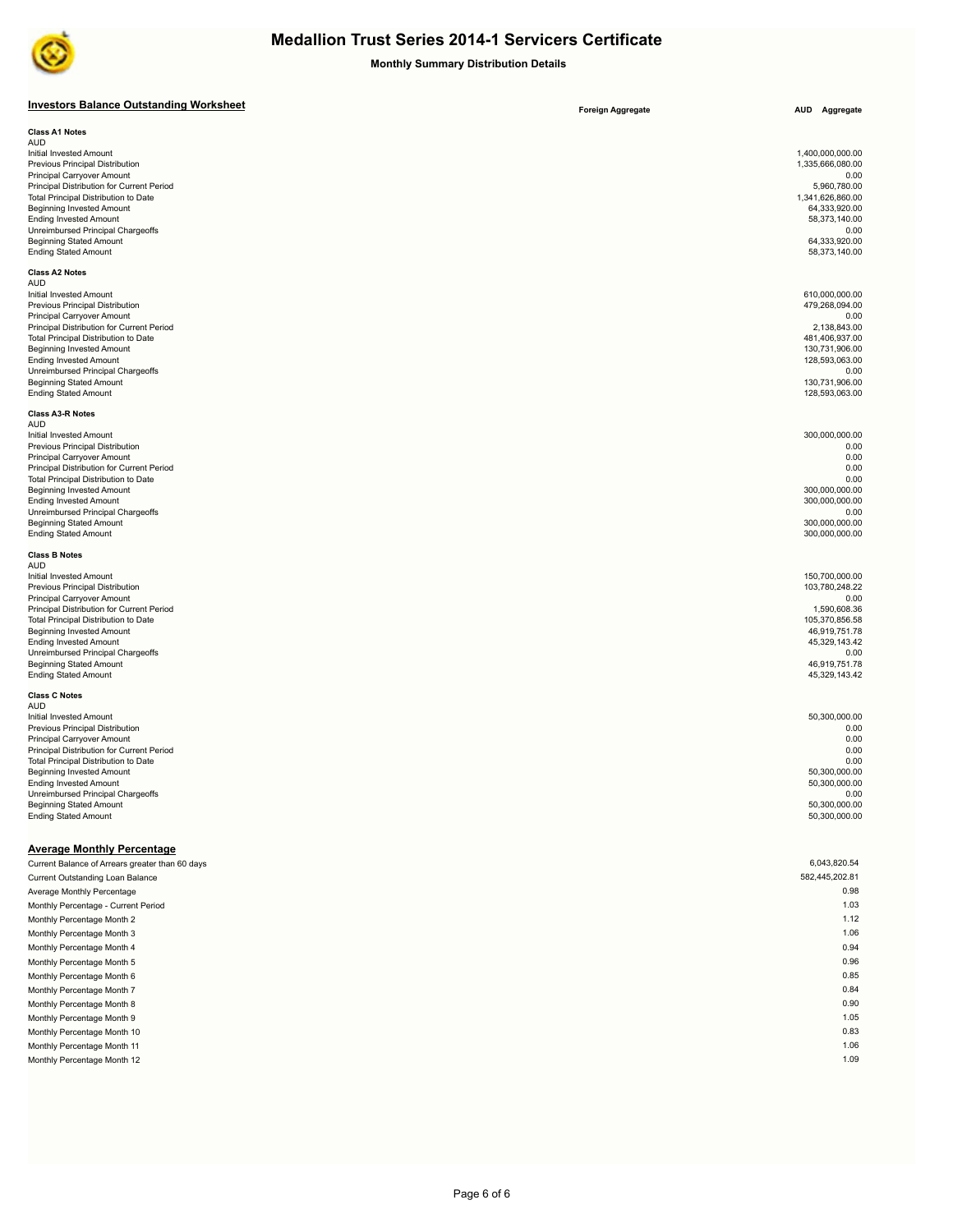# Medallion Trust Series 2014-1 Servicers Certificate

**Monthly Summary Distribution Details**

## Investors Balance Outstanding Worksheet

| | Foreign Aggregate | AUD Aggregate |
|---|---|---|
| **Class A1 Notes** | | |
| AUD | | |
| Initial Invested Amount | | 1,400,000,000.00 |
| Previous Principal Distribution | | 1,335,666,080.00 |
| Principal Carryover Amount | | 0.00 |
| Principal Distribution for Current Period | | 5,960,780.00 |
| Total Principal Distribution to Date | | 1,341,626,860.00 |
| Beginning Invested Amount | | 64,333,920.00 |
| Ending Invested Amount | | 58,373,140.00 |
| Unreimbursed Principal Chargeoffs | | 0.00 |
| Beginning Stated Amount | | 64,333,920.00 |
| Ending Stated Amount | | 58,373,140.00 |
| **Class A2 Notes** | | |
| AUD | | |
| Initial Invested Amount | | 610,000,000.00 |
| Previous Principal Distribution | | 479,268,094.00 |
| Principal Carryover Amount | | 0.00 |
| Principal Distribution for Current Period | | 2,138,843.00 |
| Total Principal Distribution to Date | | 481,406,937.00 |
| Beginning Invested Amount | | 130,731,906.00 |
| Ending Invested Amount | | 128,593,063.00 |
| Unreimbursed Principal Chargeoffs | | 0.00 |
| Beginning Stated Amount | | 130,731,906.00 |
| Ending Stated Amount | | 128,593,063.00 |
| **Class A3-R Notes** | | |
| AUD | | |
| Initial Invested Amount | | 300,000,000.00 |
| Previous Principal Distribution | | 0.00 |
| Principal Carryover Amount | | 0.00 |
| Principal Distribution for Current Period | | 0.00 |
| Total Principal Distribution to Date | | 0.00 |
| Beginning Invested Amount | | 300,000,000.00 |
| Ending Invested Amount | | 300,000,000.00 |
| Unreimbursed Principal Chargeoffs | | 0.00 |
| Beginning Stated Amount | | 300,000,000.00 |
| Ending Stated Amount | | 300,000,000.00 |
| **Class B Notes** | | |
| AUD | | |
| Initial Invested Amount | | 150,700,000.00 |
| Previous Principal Distribution | | 103,780,248.22 |
| Principal Carryover Amount | | 0.00 |
| Principal Distribution for Current Period | | 1,590,608.36 |
| Total Principal Distribution to Date | | 105,370,856.58 |
| Beginning Invested Amount | | 46,919,751.78 |
| Ending Invested Amount | | 45,329,143.42 |
| Unreimbursed Principal Chargeoffs | | 0.00 |
| Beginning Stated Amount | | 46,919,751.78 |
| Ending Stated Amount | | 45,329,143.42 |
| **Class C Notes** | | |
| AUD | | |
| Initial Invested Amount | | 50,300,000.00 |
| Previous Principal Distribution | | 0.00 |
| Principal Carryover Amount | | 0.00 |
| Principal Distribution for Current Period | | 0.00 |
| Total Principal Distribution to Date | | 0.00 |
| Beginning Invested Amount | | 50,300,000.00 |
| Ending Invested Amount | | 50,300,000.00 |
| Unreimbursed Principal Chargeoffs | | 0.00 |
| Beginning Stated Amount | | 50,300,000.00 |
| Ending Stated Amount | | 50,300,000.00 |

## Average Monthly Percentage

| | |
|---|---|
| Current Balance of Arrears greater than 60 days | 6,043,820.54 |
| Current Outstanding Loan Balance | 582,445,202.81 |
| Average Monthly Percentage | 0.98 |
| Monthly Percentage - Current Period | 1.03 |
| Monthly Percentage Month 2 | 1.12 |
| Monthly Percentage Month 3 | 1.06 |
| Monthly Percentage Month 4 | 0.94 |
| Monthly Percentage Month 5 | 0.96 |
| Monthly Percentage Month 6 | 0.85 |
| Monthly Percentage Month 7 | 0.84 |
| Monthly Percentage Month 8 | 0.90 |
| Monthly Percentage Month 9 | 1.05 |
| Monthly Percentage Month 10 | 0.83 |
| Monthly Percentage Month 11 | 1.06 |
| Monthly Percentage Month 12 | 1.09 |